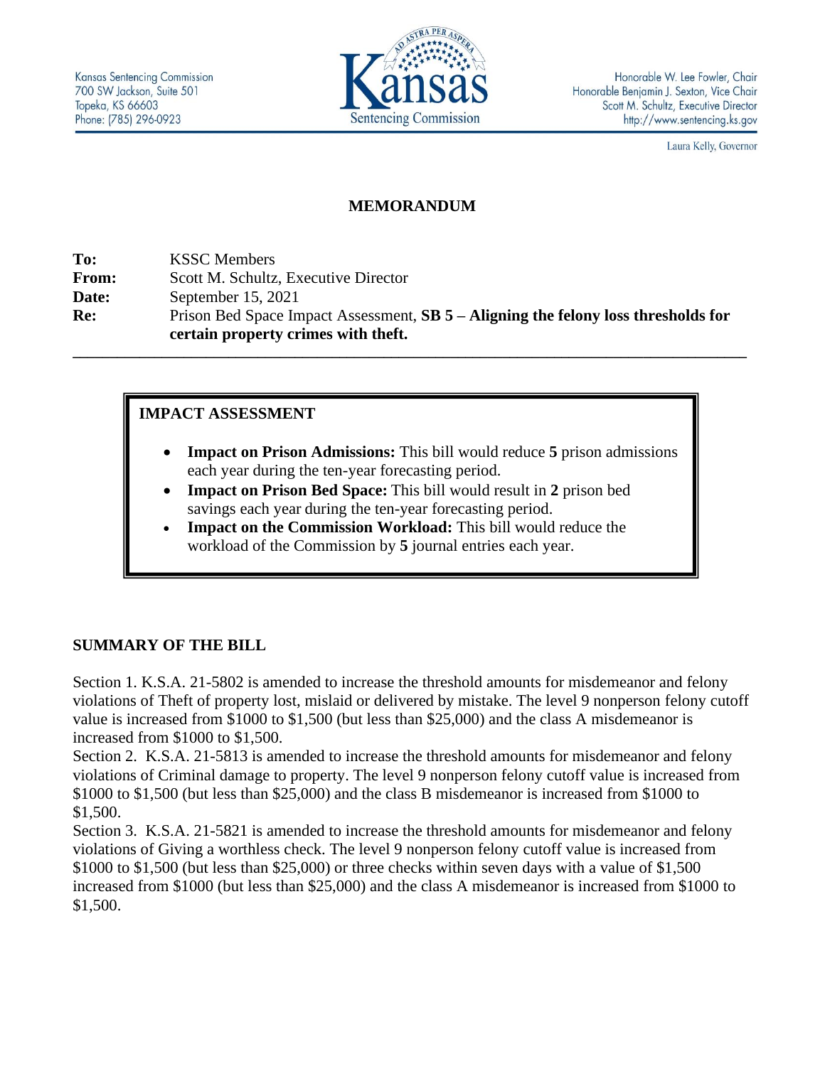Kansas Sentencing Commission
700 SW Jackson, Suite 501
Topeka, KS 66603
Phone: (785) 296-0923

Honorable W. Lee Fowler, Chair
Honorable Benjamin J. Sexton, Vice Chair
Scott M. Schultz, Executive Director
http://www.sentencing.ks.gov

Laura Kelly, Governor

# MEMORANDUM

**To:** KSSC Members
**From:** Scott M. Schultz, Executive Director
**Date:** September 15, 2021
**Re:** Prison Bed Space Impact Assessment, **SB 5 – Aligning the felony loss thresholds for certain property crimes with theft.**

---

## IMPACT ASSESSMENT

- **Impact on Prison Admissions:** This bill would reduce **5** prison admissions each year during the ten-year forecasting period.
- **Impact on Prison Bed Space:** This bill would result in **2** prison bed savings each year during the ten-year forecasting period.
- **Impact on the Commission Workload:** This bill would reduce the workload of the Commission by **5** journal entries each year.

## SUMMARY OF THE BILL

Section 1. K.S.A. 21-5802 is amended to increase the threshold amounts for misdemeanor and felony violations of Theft of property lost, mislaid or delivered by mistake. The level 9 nonperson felony cutoff value is increased from $1000 to $1,500 (but less than $25,000) and the class A misdemeanor is increased from $1000 to $1,500.

Section 2. K.S.A. 21-5813 is amended to increase the threshold amounts for misdemeanor and felony violations of Criminal damage to property. The level 9 nonperson felony cutoff value is increased from $1000 to $1,500 (but less than $25,000) and the class B misdemeanor is increased from $1000 to $1,500.

Section 3. K.S.A. 21-5821 is amended to increase the threshold amounts for misdemeanor and felony violations of Giving a worthless check. The level 9 nonperson felony cutoff value is increased from $1000 to $1,500 (but less than $25,000) or three checks within seven days with a value of $1,500 increased from $1000 (but less than $25,000) and the class A misdemeanor is increased from $1000 to $1,500.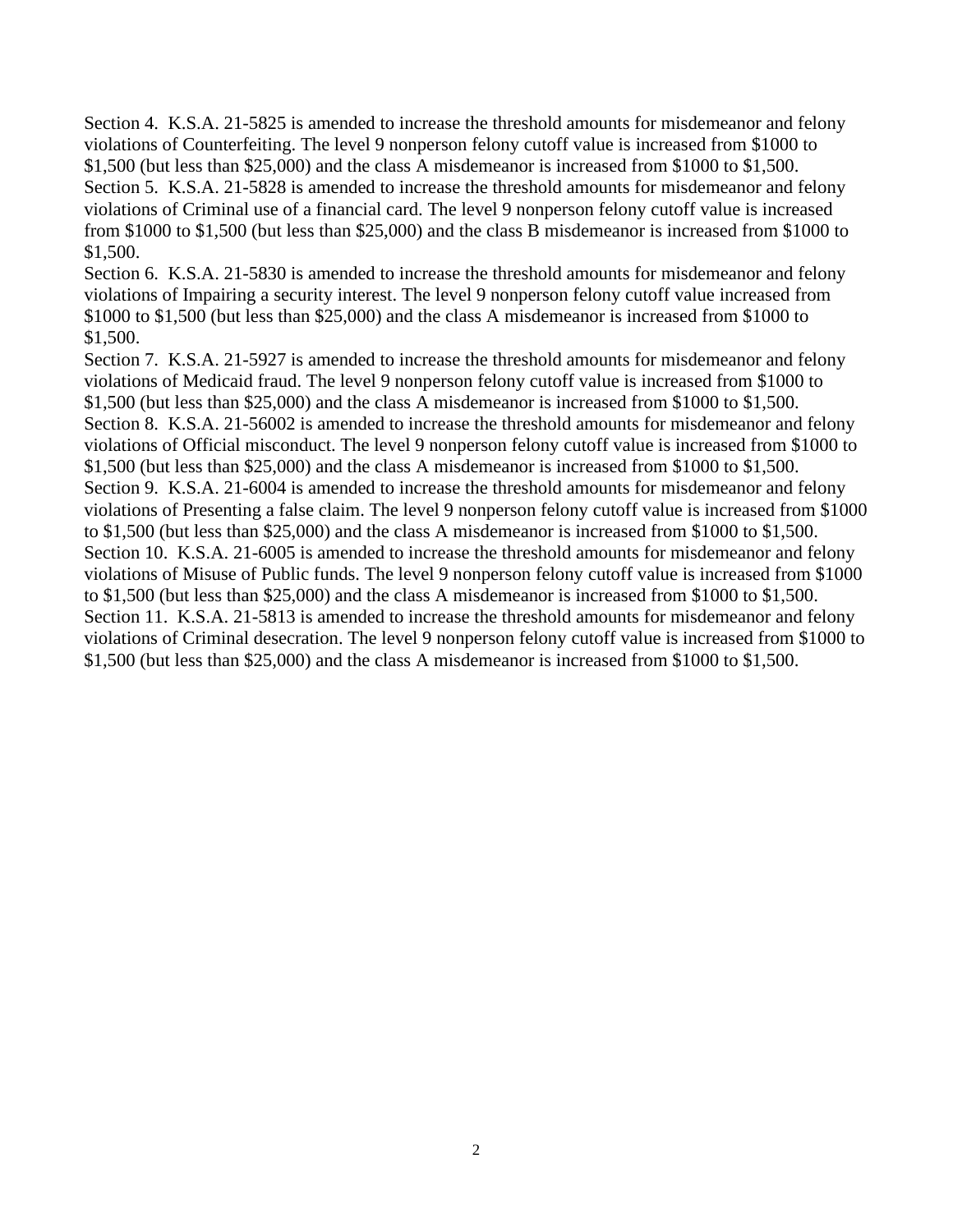Section 4. K.S.A. 21-5825 is amended to increase the threshold amounts for misdemeanor and felony violations of Counterfeiting. The level 9 nonperson felony cutoff value is increased from $1000 to $1,500 (but less than $25,000) and the class A misdemeanor is increased from $1000 to $1,500.

Section 5. K.S.A. 21-5828 is amended to increase the threshold amounts for misdemeanor and felony violations of Criminal use of a financial card. The level 9 nonperson felony cutoff value is increased from $1000 to $1,500 (but less than $25,000) and the class B misdemeanor is increased from $1000 to $1,500.

Section 6. K.S.A. 21-5830 is amended to increase the threshold amounts for misdemeanor and felony violations of Impairing a security interest. The level 9 nonperson felony cutoff value increased from $1000 to $1,500 (but less than $25,000) and the class A misdemeanor is increased from $1000 to $1,500.

Section 7. K.S.A. 21-5927 is amended to increase the threshold amounts for misdemeanor and felony violations of Medicaid fraud. The level 9 nonperson felony cutoff value is increased from $1000 to $1,500 (but less than $25,000) and the class A misdemeanor is increased from $1000 to $1,500.

Section 8. K.S.A. 21-56002 is amended to increase the threshold amounts for misdemeanor and felony violations of Official misconduct. The level 9 nonperson felony cutoff value is increased from $1000 to $1,500 (but less than $25,000) and the class A misdemeanor is increased from $1000 to $1,500.

Section 9. K.S.A. 21-6004 is amended to increase the threshold amounts for misdemeanor and felony violations of Presenting a false claim. The level 9 nonperson felony cutoff value is increased from $1000 to $1,500 (but less than $25,000) and the class A misdemeanor is increased from $1000 to $1,500.

Section 10. K.S.A. 21-6005 is amended to increase the threshold amounts for misdemeanor and felony violations of Misuse of Public funds. The level 9 nonperson felony cutoff value is increased from $1000 to $1,500 (but less than $25,000) and the class A misdemeanor is increased from $1000 to $1,500.

Section 11. K.S.A. 21-5813 is amended to increase the threshold amounts for misdemeanor and felony violations of Criminal desecration. The level 9 nonperson felony cutoff value is increased from $1000 to $1,500 (but less than $25,000) and the class A misdemeanor is increased from $1000 to $1,500.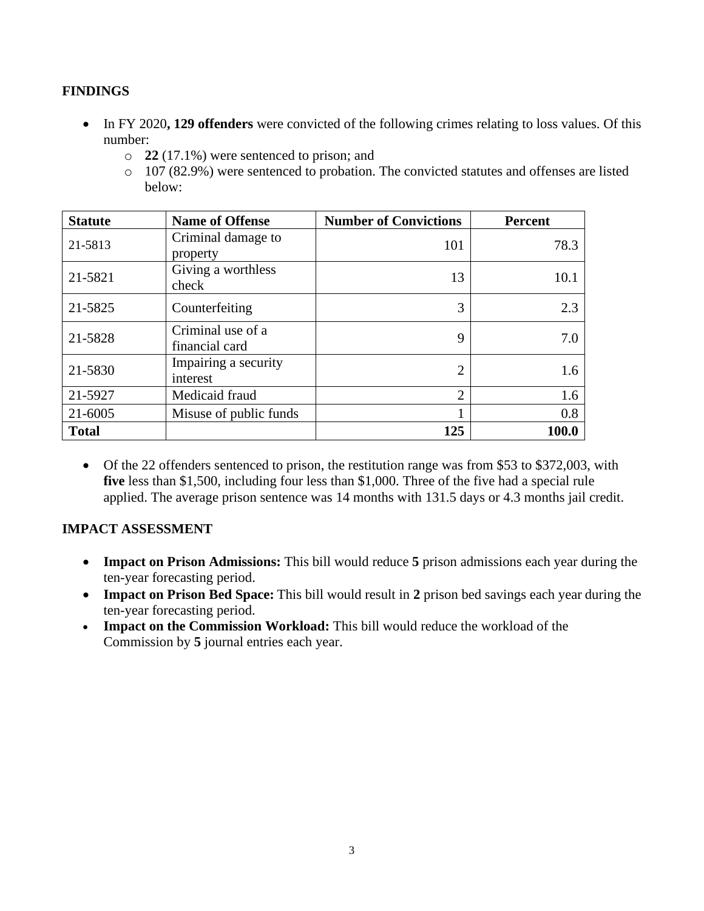**FINDINGS**

- In FY 2020**, 129 offenders** were convicted of the following crimes relating to loss values. Of this number:
  - **22** (17.1%) were sentenced to prison; and
  - 107 (82.9%) were sentenced to probation. The convicted statutes and offenses are listed below:

| Statute | Name of Offense | Number of Convictions | Percent |
|---|---|---|---|
| 21-5813 | Criminal damage to property | 101 | 78.3 |
| 21-5821 | Giving a worthless check | 13 | 10.1 |
| 21-5825 | Counterfeiting | 3 | 2.3 |
| 21-5828 | Criminal use of a financial card | 9 | 7.0 |
| 21-5830 | Impairing a security interest | 2 | 1.6 |
| 21-5927 | Medicaid fraud | 2 | 1.6 |
| 21-6005 | Misuse of public funds | 1 | 0.8 |
| **Total** | | **125** | **100.0** |

- Of the 22 offenders sentenced to prison, the restitution range was from $53 to $372,003, with **five** less than $1,500, including four less than $1,000. Three of the five had a special rule applied. The average prison sentence was 14 months with 131.5 days or 4.3 months jail credit.

**IMPACT ASSESSMENT**

- **Impact on Prison Admissions:** This bill would reduce **5** prison admissions each year during the ten-year forecasting period.
- **Impact on Prison Bed Space:** This bill would result in **2** prison bed savings each year during the ten-year forecasting period.
- **Impact on the Commission Workload:** This bill would reduce the workload of the Commission by **5** journal entries each year.